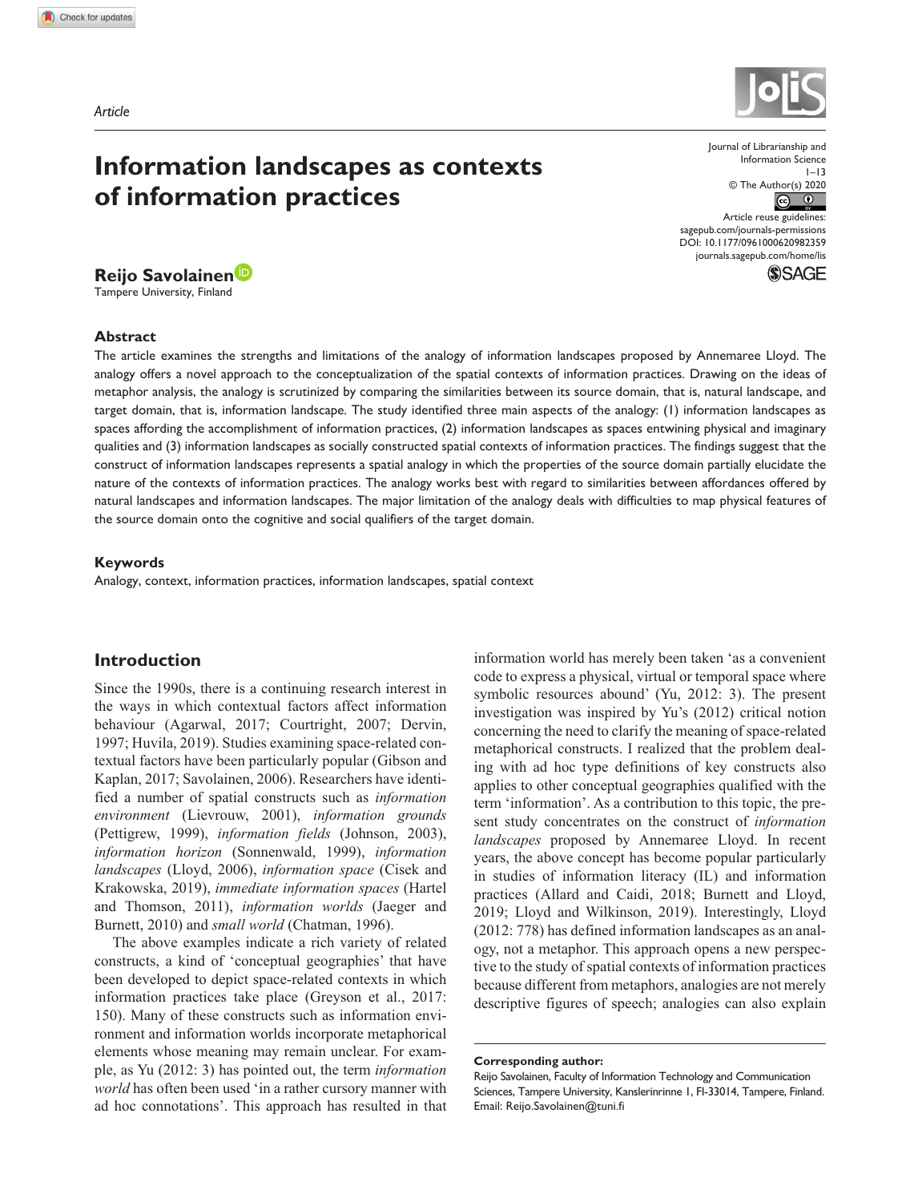*Article*

# Information landscapes as contexts of information practices

**Reijo Savolainen**
Tampere University, Finland

Journal of Librarianship and Information Science
© The Author(s) 2020
Article reuse guidelines: sagepub.com/journals-permissions
DOI: 10.1177/0961000620982359
journals.sagepub.com/home/lis

## Abstract

The article examines the strengths and limitations of the analogy of information landscapes proposed by Annemaree Lloyd. The analogy offers a novel approach to the conceptualization of the spatial contexts of information practices. Drawing on the ideas of metaphor analysis, the analogy is scrutinized by comparing the similarities between its source domain, that is, natural landscape, and target domain, that is, information landscape. The study identified three main aspects of the analogy: (1) information landscapes as spaces affording the accomplishment of information practices, (2) information landscapes as spaces entwining physical and imaginary qualities and (3) information landscapes as socially constructed spatial contexts of information practices. The findings suggest that the construct of information landscapes represents a spatial analogy in which the properties of the source domain partially elucidate the nature of the contexts of information practices. The analogy works best with regard to similarities between affordances offered by natural landscapes and information landscapes. The major limitation of the analogy deals with difficulties to map physical features of the source domain onto the cognitive and social qualifiers of the target domain.

## Keywords

Analogy, context, information practices, information landscapes, spatial context

## Introduction

Since the 1990s, there is a continuing research interest in the ways in which contextual factors affect information behaviour (Agarwal, 2017; Courtright, 2007; Dervin, 1997; Huvila, 2019). Studies examining space-related contextual factors have been particularly popular (Gibson and Kaplan, 2017; Savolainen, 2006). Researchers have identified a number of spatial constructs such as *information environment* (Lievrouw, 2001), *information grounds* (Pettigrew, 1999), *information fields* (Johnson, 2003), *information horizon* (Sonnenwald, 1999), *information landscapes* (Lloyd, 2006), *information space* (Cisek and Krakowska, 2019), *immediate information spaces* (Hartel and Thomson, 2011), *information worlds* (Jaeger and Burnett, 2010) and *small world* (Chatman, 1996).

The above examples indicate a rich variety of related constructs, a kind of 'conceptual geographies' that have been developed to depict space-related contexts in which information practices take place (Greyson et al., 2017: 150). Many of these constructs such as information environment and information worlds incorporate metaphorical elements whose meaning may remain unclear. For example, as Yu (2012: 3) has pointed out, the term *information world* has often been used 'in a rather cursory manner with ad hoc connotations'. This approach has resulted in that information world has merely been taken 'as a convenient code to express a physical, virtual or temporal space where symbolic resources abound' (Yu, 2012: 3). The present investigation was inspired by Yu's (2012) critical notion concerning the need to clarify the meaning of space-related metaphorical constructs. I realized that the problem dealing with ad hoc type definitions of key constructs also applies to other conceptual geographies qualified with the term 'information'. As a contribution to this topic, the present study concentrates on the construct of *information landscapes* proposed by Annemaree Lloyd. In recent years, the above concept has become popular particularly in studies of information literacy (IL) and information practices (Allard and Caidi, 2018; Burnett and Lloyd, 2019; Lloyd and Wilkinson, 2019). Interestingly, Lloyd (2012: 778) has defined information landscapes as an analogy, not a metaphor. This approach opens a new perspective to the study of spatial contexts of information practices because different from metaphors, analogies are not merely descriptive figures of speech; analogies can also explain

**Corresponding author:**
Reijo Savolainen, Faculty of Information Technology and Communication Sciences, Tampere University, Kanslerinrinne 1, FI-33014, Tampere, Finland.
Email: Reijo.Savolainen@tuni.fi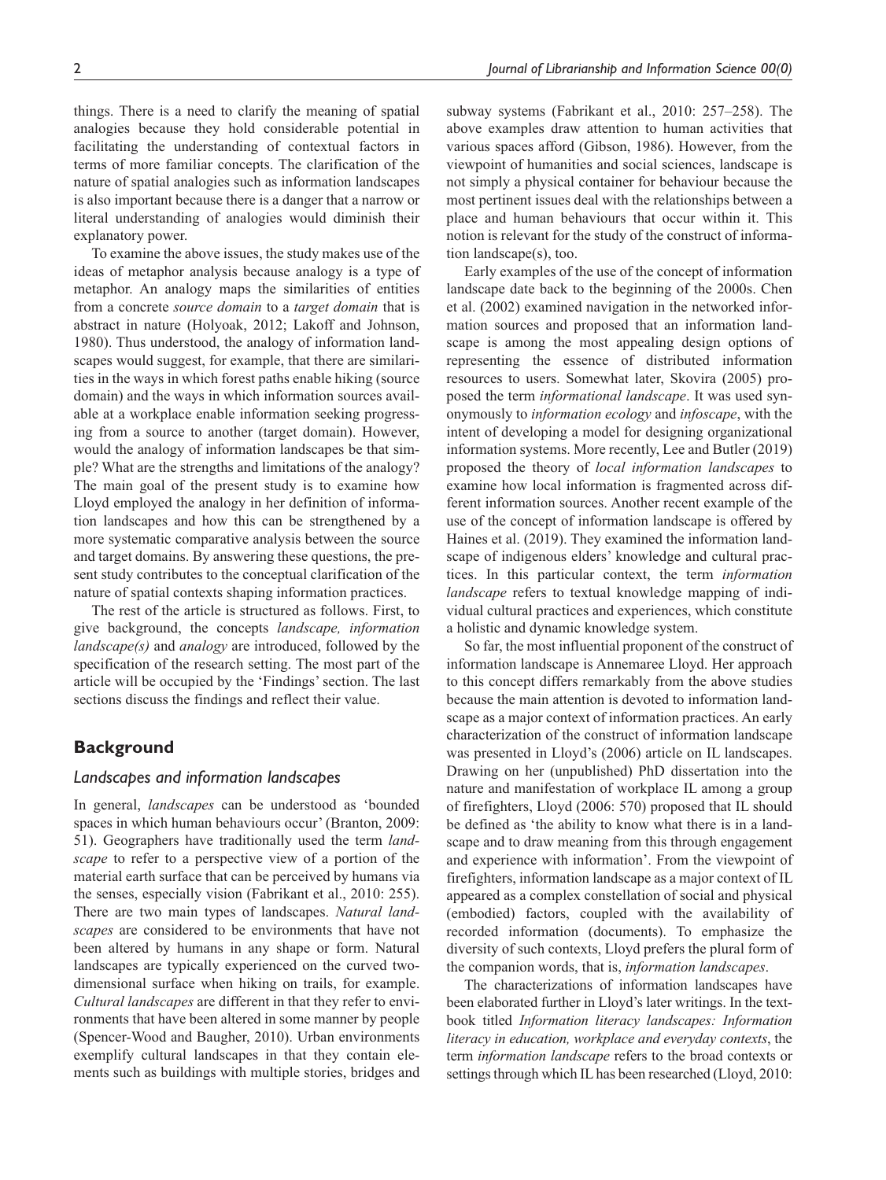things. There is a need to clarify the meaning of spatial analogies because they hold considerable potential in facilitating the understanding of contextual factors in terms of more familiar concepts. The clarification of the nature of spatial analogies such as information landscapes is also important because there is a danger that a narrow or literal understanding of analogies would diminish their explanatory power.

To examine the above issues, the study makes use of the ideas of metaphor analysis because analogy is a type of metaphor. An analogy maps the similarities of entities from a concrete *source domain* to a *target domain* that is abstract in nature (Holyoak, 2012; Lakoff and Johnson, 1980). Thus understood, the analogy of information landscapes would suggest, for example, that there are similarities in the ways in which forest paths enable hiking (source domain) and the ways in which information sources available at a workplace enable information seeking progressing from a source to another (target domain). However, would the analogy of information landscapes be that simple? What are the strengths and limitations of the analogy? The main goal of the present study is to examine how Lloyd employed the analogy in her definition of information landscapes and how this can be strengthened by a more systematic comparative analysis between the source and target domains. By answering these questions, the present study contributes to the conceptual clarification of the nature of spatial contexts shaping information practices.

The rest of the article is structured as follows. First, to give background, the concepts *landscape, information landscape(s)* and *analogy* are introduced, followed by the specification of the research setting. The most part of the article will be occupied by the 'Findings' section. The last sections discuss the findings and reflect their value.

## Background

### *Landscapes and information landscapes*

In general, *landscapes* can be understood as 'bounded spaces in which human behaviours occur' (Branton, 2009: 51). Geographers have traditionally used the term *landscape* to refer to a perspective view of a portion of the material earth surface that can be perceived by humans via the senses, especially vision (Fabrikant et al., 2010: 255). There are two main types of landscapes. *Natural landscapes* are considered to be environments that have not been altered by humans in any shape or form. Natural landscapes are typically experienced on the curved two-dimensional surface when hiking on trails, for example. *Cultural landscapes* are different in that they refer to environments that have been altered in some manner by people (Spencer-Wood and Baugher, 2010). Urban environments exemplify cultural landscapes in that they contain elements such as buildings with multiple stories, bridges and subway systems (Fabrikant et al., 2010: 257–258). The above examples draw attention to human activities that various spaces afford (Gibson, 1986). However, from the viewpoint of humanities and social sciences, landscape is not simply a physical container for behaviour because the most pertinent issues deal with the relationships between a place and human behaviours that occur within it. This notion is relevant for the study of the construct of information landscape(s), too.

Early examples of the use of the concept of information landscape date back to the beginning of the 2000s. Chen et al. (2002) examined navigation in the networked information sources and proposed that an information landscape is among the most appealing design options of representing the essence of distributed information resources to users. Somewhat later, Skovira (2005) proposed the term *informational landscape*. It was used synonymously to *information ecology* and *infoscape*, with the intent of developing a model for designing organizational information systems. More recently, Lee and Butler (2019) proposed the theory of *local information landscapes* to examine how local information is fragmented across different information sources. Another recent example of the use of the concept of information landscape is offered by Haines et al. (2019). They examined the information landscape of indigenous elders' knowledge and cultural practices. In this particular context, the term *information landscape* refers to textual knowledge mapping of individual cultural practices and experiences, which constitute a holistic and dynamic knowledge system.

So far, the most influential proponent of the construct of information landscape is Annemaree Lloyd. Her approach to this concept differs remarkably from the above studies because the main attention is devoted to information landscape as a major context of information practices. An early characterization of the construct of information landscape was presented in Lloyd's (2006) article on IL landscapes. Drawing on her (unpublished) PhD dissertation into the nature and manifestation of workplace IL among a group of firefighters, Lloyd (2006: 570) proposed that IL should be defined as 'the ability to know what there is in a landscape and to draw meaning from this through engagement and experience with information'. From the viewpoint of firefighters, information landscape as a major context of IL appeared as a complex constellation of social and physical (embodied) factors, coupled with the availability of recorded information (documents). To emphasize the diversity of such contexts, Lloyd prefers the plural form of the companion words, that is, *information landscapes*.

The characterizations of information landscapes have been elaborated further in Lloyd's later writings. In the textbook titled *Information literacy landscapes: Information literacy in education, workplace and everyday contexts*, the term *information landscape* refers to the broad contexts or settings through which IL has been researched (Lloyd, 2010: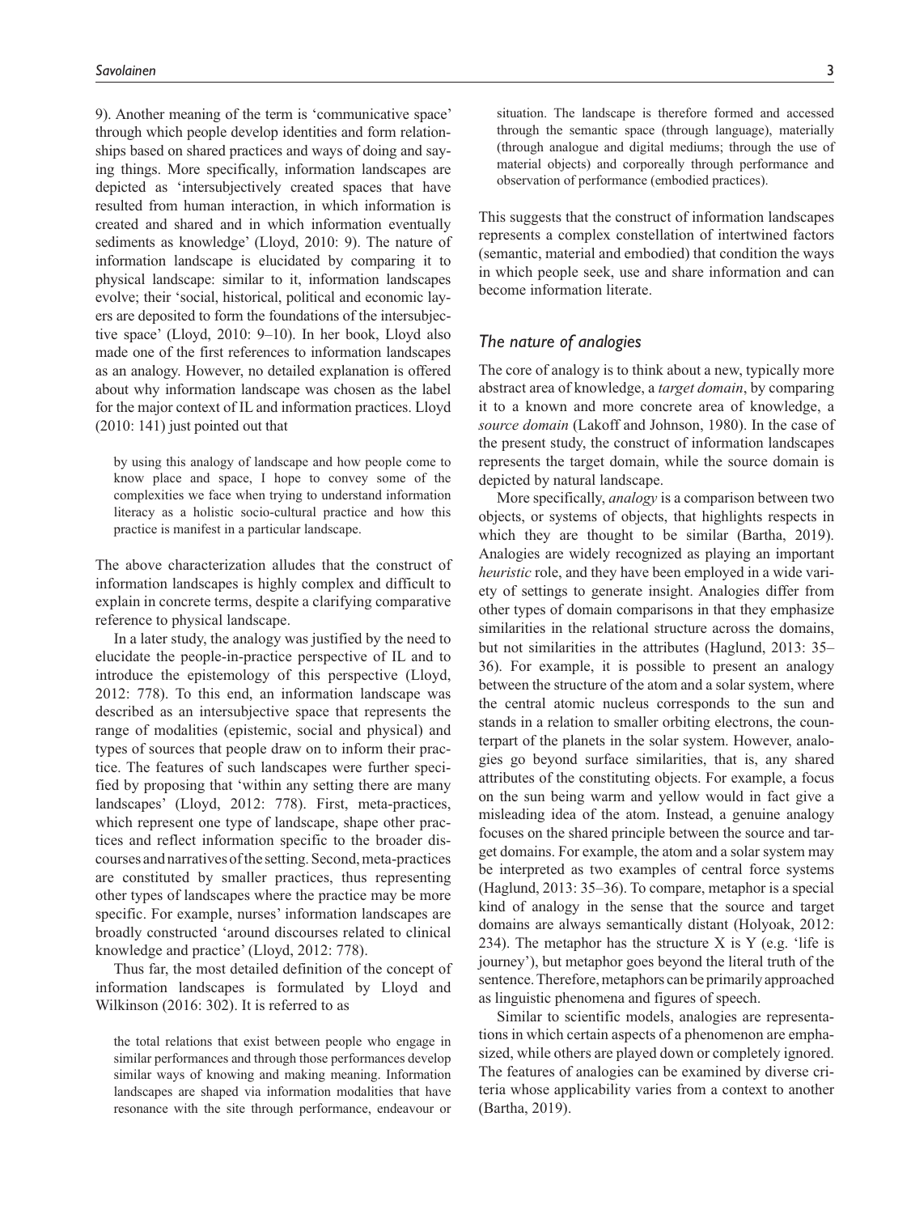9). Another meaning of the term is 'communicative space' through which people develop identities and form relationships based on shared practices and ways of doing and saying things. More specifically, information landscapes are depicted as 'intersubjectively created spaces that have resulted from human interaction, in which information is created and shared and in which information eventually sediments as knowledge' (Lloyd, 2010: 9). The nature of information landscape is elucidated by comparing it to physical landscape: similar to it, information landscapes evolve; their 'social, historical, political and economic layers are deposited to form the foundations of the intersubjective space' (Lloyd, 2010: 9–10). In her book, Lloyd also made one of the first references to information landscapes as an analogy. However, no detailed explanation is offered about why information landscape was chosen as the label for the major context of IL and information practices. Lloyd (2010: 141) just pointed out that

> by using this analogy of landscape and how people come to know place and space, I hope to convey some of the complexities we face when trying to understand information literacy as a holistic socio-cultural practice and how this practice is manifest in a particular landscape.

The above characterization alludes that the construct of information landscapes is highly complex and difficult to explain in concrete terms, despite a clarifying comparative reference to physical landscape.

In a later study, the analogy was justified by the need to elucidate the people-in-practice perspective of IL and to introduce the epistemology of this perspective (Lloyd, 2012: 778). To this end, an information landscape was described as an intersubjective space that represents the range of modalities (epistemic, social and physical) and types of sources that people draw on to inform their practice. The features of such landscapes were further specified by proposing that 'within any setting there are many landscapes' (Lloyd, 2012: 778). First, meta-practices, which represent one type of landscape, shape other practices and reflect information specific to the broader discourses and narratives of the setting. Second, meta-practices are constituted by smaller practices, thus representing other types of landscapes where the practice may be more specific. For example, nurses' information landscapes are broadly constructed 'around discourses related to clinical knowledge and practice' (Lloyd, 2012: 778).

Thus far, the most detailed definition of the concept of information landscapes is formulated by Lloyd and Wilkinson (2016: 302). It is referred to as

> the total relations that exist between people who engage in similar performances and through those performances develop similar ways of knowing and making meaning. Information landscapes are shaped via information modalities that have resonance with the site through performance, endeavour or situation. The landscape is therefore formed and accessed through the semantic space (through language), materially (through analogue and digital mediums; through the use of material objects) and corporeally through performance and observation of performance (embodied practices).

This suggests that the construct of information landscapes represents a complex constellation of intertwined factors (semantic, material and embodied) that condition the ways in which people seek, use and share information and can become information literate.

## *The nature of analogies*

The core of analogy is to think about a new, typically more abstract area of knowledge, a *target domain*, by comparing it to a known and more concrete area of knowledge, a *source domain* (Lakoff and Johnson, 1980). In the case of the present study, the construct of information landscapes represents the target domain, while the source domain is depicted by natural landscape.

More specifically, *analogy* is a comparison between two objects, or systems of objects, that highlights respects in which they are thought to be similar (Bartha, 2019). Analogies are widely recognized as playing an important *heuristic* role, and they have been employed in a wide variety of settings to generate insight. Analogies differ from other types of domain comparisons in that they emphasize similarities in the relational structure across the domains, but not similarities in the attributes (Haglund, 2013: 35–36). For example, it is possible to present an analogy between the structure of the atom and a solar system, where the central atomic nucleus corresponds to the sun and stands in a relation to smaller orbiting electrons, the counterpart of the planets in the solar system. However, analogies go beyond surface similarities, that is, any shared attributes of the constituting objects. For example, a focus on the sun being warm and yellow would in fact give a misleading idea of the atom. Instead, a genuine analogy focuses on the shared principle between the source and target domains. For example, the atom and a solar system may be interpreted as two examples of central force systems (Haglund, 2013: 35–36). To compare, metaphor is a special kind of analogy in the sense that the source and target domains are always semantically distant (Holyoak, 2012: 234). The metaphor has the structure X is Y (e.g. 'life is journey'), but metaphor goes beyond the literal truth of the sentence. Therefore, metaphors can be primarily approached as linguistic phenomena and figures of speech.

Similar to scientific models, analogies are representations in which certain aspects of a phenomenon are emphasized, while others are played down or completely ignored. The features of analogies can be examined by diverse criteria whose applicability varies from a context to another (Bartha, 2019).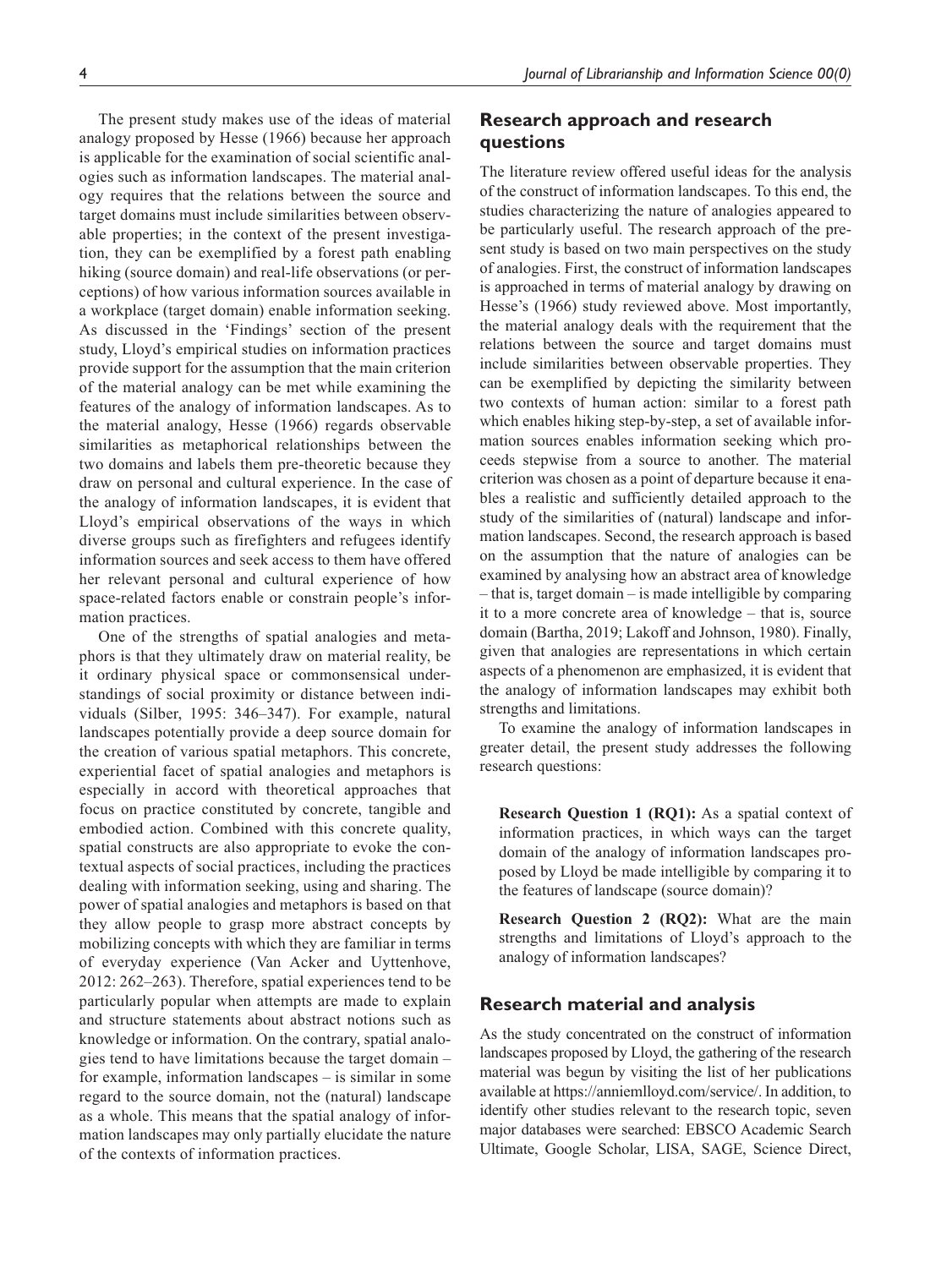The present study makes use of the ideas of material analogy proposed by Hesse (1966) because her approach is applicable for the examination of social scientific analogies such as information landscapes. The material analogy requires that the relations between the source and target domains must include similarities between observable properties; in the context of the present investigation, they can be exemplified by a forest path enabling hiking (source domain) and real-life observations (or perceptions) of how various information sources available in a workplace (target domain) enable information seeking. As discussed in the 'Findings' section of the present study, Lloyd's empirical studies on information practices provide support for the assumption that the main criterion of the material analogy can be met while examining the features of the analogy of information landscapes. As to the material analogy, Hesse (1966) regards observable similarities as metaphorical relationships between the two domains and labels them pre-theoretic because they draw on personal and cultural experience. In the case of the analogy of information landscapes, it is evident that Lloyd's empirical observations of the ways in which diverse groups such as firefighters and refugees identify information sources and seek access to them have offered her relevant personal and cultural experience of how space-related factors enable or constrain people's information practices.

One of the strengths of spatial analogies and metaphors is that they ultimately draw on material reality, be it ordinary physical space or commonsensical understandings of social proximity or distance between individuals (Silber, 1995: 346–347). For example, natural landscapes potentially provide a deep source domain for the creation of various spatial metaphors. This concrete, experiential facet of spatial analogies and metaphors is especially in accord with theoretical approaches that focus on practice constituted by concrete, tangible and embodied action. Combined with this concrete quality, spatial constructs are also appropriate to evoke the contextual aspects of social practices, including the practices dealing with information seeking, using and sharing. The power of spatial analogies and metaphors is based on that they allow people to grasp more abstract concepts by mobilizing concepts with which they are familiar in terms of everyday experience (Van Acker and Uyttenhove, 2012: 262–263). Therefore, spatial experiences tend to be particularly popular when attempts are made to explain and structure statements about abstract notions such as knowledge or information. On the contrary, spatial analogies tend to have limitations because the target domain – for example, information landscapes – is similar in some regard to the source domain, not the (natural) landscape as a whole. This means that the spatial analogy of information landscapes may only partially elucidate the nature of the contexts of information practices.

## Research approach and research questions

The literature review offered useful ideas for the analysis of the construct of information landscapes. To this end, the studies characterizing the nature of analogies appeared to be particularly useful. The research approach of the present study is based on two main perspectives on the study of analogies. First, the construct of information landscapes is approached in terms of material analogy by drawing on Hesse's (1966) study reviewed above. Most importantly, the material analogy deals with the requirement that the relations between the source and target domains must include similarities between observable properties. They can be exemplified by depicting the similarity between two contexts of human action: similar to a forest path which enables hiking step-by-step, a set of available information sources enables information seeking which proceeds stepwise from a source to another. The material criterion was chosen as a point of departure because it enables a realistic and sufficiently detailed approach to the study of the similarities of (natural) landscape and information landscapes. Second, the research approach is based on the assumption that the nature of analogies can be examined by analysing how an abstract area of knowledge – that is, target domain – is made intelligible by comparing it to a more concrete area of knowledge – that is, source domain (Bartha, 2019; Lakoff and Johnson, 1980). Finally, given that analogies are representations in which certain aspects of a phenomenon are emphasized, it is evident that the analogy of information landscapes may exhibit both strengths and limitations.

To examine the analogy of information landscapes in greater detail, the present study addresses the following research questions:

**Research Question 1 (RQ1):** As a spatial context of information practices, in which ways can the target domain of the analogy of information landscapes proposed by Lloyd be made intelligible by comparing it to the features of landscape (source domain)?

**Research Question 2 (RQ2):** What are the main strengths and limitations of Lloyd's approach to the analogy of information landscapes?

## Research material and analysis

As the study concentrated on the construct of information landscapes proposed by Lloyd, the gathering of the research material was begun by visiting the list of her publications available at https://anniemlloyd.com/service/. In addition, to identify other studies relevant to the research topic, seven major databases were searched: EBSCO Academic Search Ultimate, Google Scholar, LISA, SAGE, Science Direct,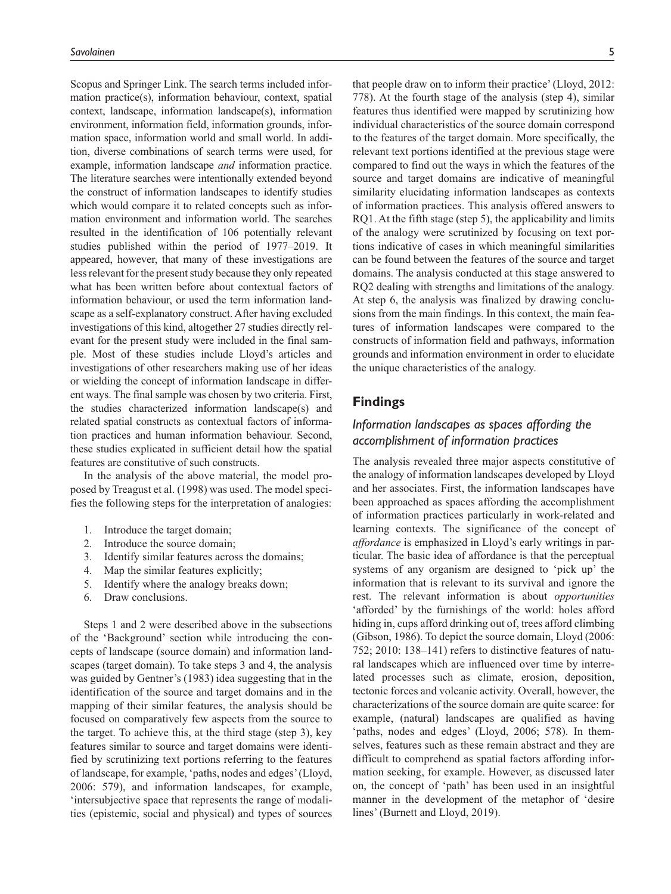Scopus and Springer Link. The search terms included information practice(s), information behaviour, context, spatial context, landscape, information landscape(s), information environment, information field, information grounds, information space, information world and small world. In addition, diverse combinations of search terms were used, for example, information landscape *and* information practice. The literature searches were intentionally extended beyond the construct of information landscapes to identify studies which would compare it to related concepts such as information environment and information world. The searches resulted in the identification of 106 potentially relevant studies published within the period of 1977–2019. It appeared, however, that many of these investigations are less relevant for the present study because they only repeated what has been written before about contextual factors of information behaviour, or used the term information landscape as a self-explanatory construct. After having excluded investigations of this kind, altogether 27 studies directly relevant for the present study were included in the final sample. Most of these studies include Lloyd's articles and investigations of other researchers making use of her ideas or wielding the concept of information landscape in different ways. The final sample was chosen by two criteria. First, the studies characterized information landscape(s) and related spatial constructs as contextual factors of information practices and human information behaviour. Second, these studies explicated in sufficient detail how the spatial features are constitutive of such constructs.

In the analysis of the above material, the model proposed by Treagust et al. (1998) was used. The model specifies the following steps for the interpretation of analogies:

1. Introduce the target domain;
2. Introduce the source domain;
3. Identify similar features across the domains;
4. Map the similar features explicitly;
5. Identify where the analogy breaks down;
6. Draw conclusions.

Steps 1 and 2 were described above in the subsections of the 'Background' section while introducing the concepts of landscape (source domain) and information landscapes (target domain). To take steps 3 and 4, the analysis was guided by Gentner's (1983) idea suggesting that in the identification of the source and target domains and in the mapping of their similar features, the analysis should be focused on comparatively few aspects from the source to the target. To achieve this, at the third stage (step 3), key features similar to source and target domains were identified by scrutinizing text portions referring to the features of landscape, for example, 'paths, nodes and edges' (Lloyd, 2006: 579), and information landscapes, for example, 'intersubjective space that represents the range of modalities (epistemic, social and physical) and types of sources that people draw on to inform their practice' (Lloyd, 2012: 778). At the fourth stage of the analysis (step 4), similar features thus identified were mapped by scrutinizing how individual characteristics of the source domain correspond to the features of the target domain. More specifically, the relevant text portions identified at the previous stage were compared to find out the ways in which the features of the source and target domains are indicative of meaningful similarity elucidating information landscapes as contexts of information practices. This analysis offered answers to RQ1. At the fifth stage (step 5), the applicability and limits of the analogy were scrutinized by focusing on text portions indicative of cases in which meaningful similarities can be found between the features of the source and target domains. The analysis conducted at this stage answered to RQ2 dealing with strengths and limitations of the analogy. At step 6, the analysis was finalized by drawing conclusions from the main findings. In this context, the main features of information landscapes were compared to the constructs of information field and pathways, information grounds and information environment in order to elucidate the unique characteristics of the analogy.

## Findings

### Information landscapes as spaces affording the accomplishment of information practices

The analysis revealed three major aspects constitutive of the analogy of information landscapes developed by Lloyd and her associates. First, the information landscapes have been approached as spaces affording the accomplishment of information practices particularly in work-related and learning contexts. The significance of the concept of *affordance* is emphasized in Lloyd's early writings in particular. The basic idea of affordance is that the perceptual systems of any organism are designed to 'pick up' the information that is relevant to its survival and ignore the rest. The relevant information is about *opportunities* 'afforded' by the furnishings of the world: holes afford hiding in, cups afford drinking out of, trees afford climbing (Gibson, 1986). To depict the source domain, Lloyd (2006: 752; 2010: 138–141) refers to distinctive features of natural landscapes which are influenced over time by interrelated processes such as climate, erosion, deposition, tectonic forces and volcanic activity. Overall, however, the characterizations of the source domain are quite scarce: for example, (natural) landscapes are qualified as having 'paths, nodes and edges' (Lloyd, 2006; 578). In themselves, features such as these remain abstract and they are difficult to comprehend as spatial factors affording information seeking, for example. However, as discussed later on, the concept of 'path' has been used in an insightful manner in the development of the metaphor of 'desire lines' (Burnett and Lloyd, 2019).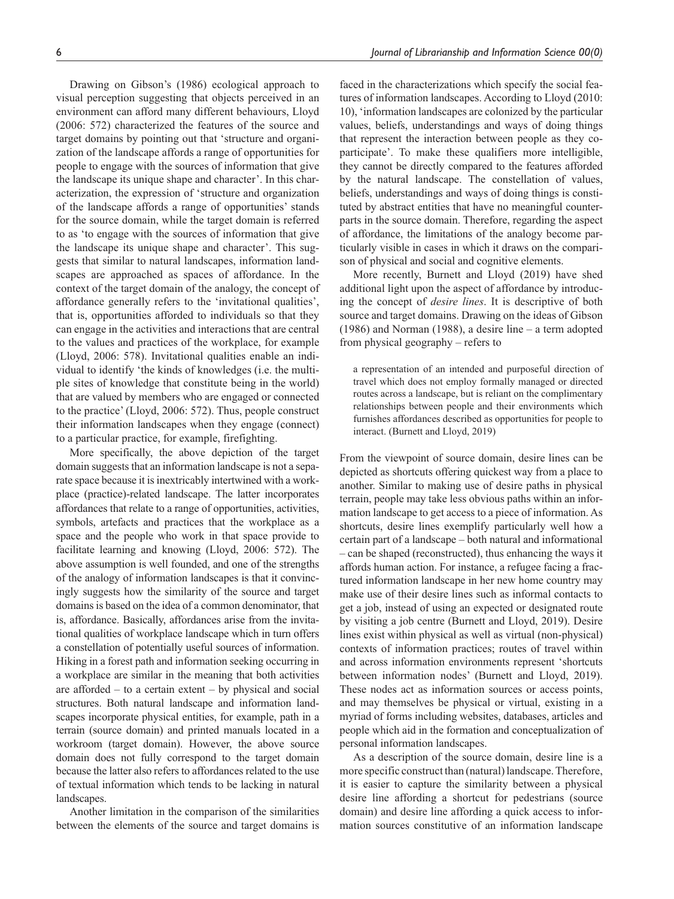Drawing on Gibson's (1986) ecological approach to visual perception suggesting that objects perceived in an environment can afford many different behaviours, Lloyd (2006: 572) characterized the features of the source and target domains by pointing out that 'structure and organization of the landscape affords a range of opportunities for people to engage with the sources of information that give the landscape its unique shape and character'. In this characterization, the expression of 'structure and organization of the landscape affords a range of opportunities' stands for the source domain, while the target domain is referred to as 'to engage with the sources of information that give the landscape its unique shape and character'. This suggests that similar to natural landscapes, information landscapes are approached as spaces of affordance. In the context of the target domain of the analogy, the concept of affordance generally refers to the 'invitational qualities', that is, opportunities afforded to individuals so that they can engage in the activities and interactions that are central to the values and practices of the workplace, for example (Lloyd, 2006: 578). Invitational qualities enable an individual to identify 'the kinds of knowledges (i.e. the multiple sites of knowledge that constitute being in the world) that are valued by members who are engaged or connected to the practice' (Lloyd, 2006: 572). Thus, people construct their information landscapes when they engage (connect) to a particular practice, for example, firefighting.

More specifically, the above depiction of the target domain suggests that an information landscape is not a separate space because it is inextricably intertwined with a workplace (practice)-related landscape. The latter incorporates affordances that relate to a range of opportunities, activities, symbols, artefacts and practices that the workplace as a space and the people who work in that space provide to facilitate learning and knowing (Lloyd, 2006: 572). The above assumption is well founded, and one of the strengths of the analogy of information landscapes is that it convincingly suggests how the similarity of the source and target domains is based on the idea of a common denominator, that is, affordance. Basically, affordances arise from the invitational qualities of workplace landscape which in turn offers a constellation of potentially useful sources of information. Hiking in a forest path and information seeking occurring in a workplace are similar in the meaning that both activities are afforded – to a certain extent – by physical and social structures. Both natural landscape and information landscapes incorporate physical entities, for example, path in a terrain (source domain) and printed manuals located in a workroom (target domain). However, the above source domain does not fully correspond to the target domain because the latter also refers to affordances related to the use of textual information which tends to be lacking in natural landscapes.

Another limitation in the comparison of the similarities between the elements of the source and target domains is faced in the characterizations which specify the social features of information landscapes. According to Lloyd (2010: 10), 'information landscapes are colonized by the particular values, beliefs, understandings and ways of doing things that represent the interaction between people as they co-participate'. To make these qualifiers more intelligible, they cannot be directly compared to the features afforded by the natural landscape. The constellation of values, beliefs, understandings and ways of doing things is constituted by abstract entities that have no meaningful counterparts in the source domain. Therefore, regarding the aspect of affordance, the limitations of the analogy become particularly visible in cases in which it draws on the comparison of physical and social and cognitive elements.

More recently, Burnett and Lloyd (2019) have shed additional light upon the aspect of affordance by introducing the concept of *desire lines*. It is descriptive of both source and target domains. Drawing on the ideas of Gibson (1986) and Norman (1988), a desire line – a term adopted from physical geography – refers to

> a representation of an intended and purposeful direction of travel which does not employ formally managed or directed routes across a landscape, but is reliant on the complimentary relationships between people and their environments which furnishes affordances described as opportunities for people to interact. (Burnett and Lloyd, 2019)

From the viewpoint of source domain, desire lines can be depicted as shortcuts offering quickest way from a place to another. Similar to making use of desire paths in physical terrain, people may take less obvious paths within an information landscape to get access to a piece of information. As shortcuts, desire lines exemplify particularly well how a certain part of a landscape – both natural and informational – can be shaped (reconstructed), thus enhancing the ways it affords human action. For instance, a refugee facing a fractured information landscape in her new home country may make use of their desire lines such as informal contacts to get a job, instead of using an expected or designated route by visiting a job centre (Burnett and Lloyd, 2019). Desire lines exist within physical as well as virtual (non-physical) contexts of information practices; routes of travel within and across information environments represent 'shortcuts between information nodes' (Burnett and Lloyd, 2019). These nodes act as information sources or access points, and may themselves be physical or virtual, existing in a myriad of forms including websites, databases, articles and people which aid in the formation and conceptualization of personal information landscapes.

As a description of the source domain, desire line is a more specific construct than (natural) landscape. Therefore, it is easier to capture the similarity between a physical desire line affording a shortcut for pedestrians (source domain) and desire line affording a quick access to information sources constitutive of an information landscape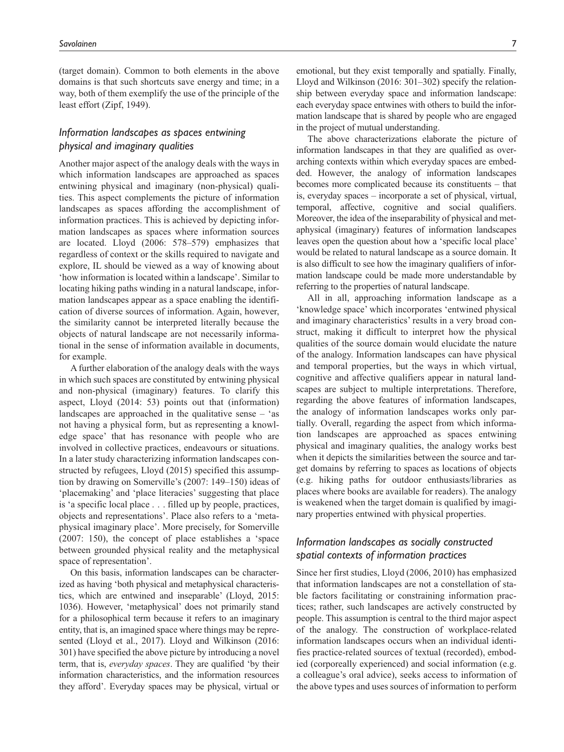(target domain). Common to both elements in the above domains is that such shortcuts save energy and time; in a way, both of them exemplify the use of the principle of the least effort (Zipf, 1949).

### *Information landscapes as spaces entwining physical and imaginary qualities*

Another major aspect of the analogy deals with the ways in which information landscapes are approached as spaces entwining physical and imaginary (non-physical) qualities. This aspect complements the picture of information landscapes as spaces affording the accomplishment of information practices. This is achieved by depicting information landscapes as spaces where information sources are located. Lloyd (2006: 578–579) emphasizes that regardless of context or the skills required to navigate and explore, IL should be viewed as a way of knowing about 'how information is located within a landscape'. Similar to locating hiking paths winding in a natural landscape, information landscapes appear as a space enabling the identification of diverse sources of information. Again, however, the similarity cannot be interpreted literally because the objects of natural landscape are not necessarily informational in the sense of information available in documents, for example.

A further elaboration of the analogy deals with the ways in which such spaces are constituted by entwining physical and non-physical (imaginary) features. To clarify this aspect, Lloyd (2014: 53) points out that (information) landscapes are approached in the qualitative sense – 'as not having a physical form, but as representing a knowledge space' that has resonance with people who are involved in collective practices, endeavours or situations. In a later study characterizing information landscapes constructed by refugees, Lloyd (2015) specified this assumption by drawing on Somerville's (2007: 149–150) ideas of 'placemaking' and 'place literacies' suggesting that place is 'a specific local place . . . filled up by people, practices, objects and representations'. Place also refers to a 'metaphysical imaginary place'. More precisely, for Somerville (2007: 150), the concept of place establishes a 'space between grounded physical reality and the metaphysical space of representation'.

On this basis, information landscapes can be characterized as having 'both physical and metaphysical characteristics, which are entwined and inseparable' (Lloyd, 2015: 1036). However, 'metaphysical' does not primarily stand for a philosophical term because it refers to an imaginary entity, that is, an imagined space where things may be represented (Lloyd et al., 2017). Lloyd and Wilkinson (2016: 301) have specified the above picture by introducing a novel term, that is, *everyday spaces*. They are qualified 'by their information characteristics, and the information resources they afford'. Everyday spaces may be physical, virtual or emotional, but they exist temporally and spatially. Finally, Lloyd and Wilkinson (2016: 301–302) specify the relationship between everyday space and information landscape: each everyday space entwines with others to build the information landscape that is shared by people who are engaged in the project of mutual understanding.

The above characterizations elaborate the picture of information landscapes in that they are qualified as overarching contexts within which everyday spaces are embedded. However, the analogy of information landscapes becomes more complicated because its constituents – that is, everyday spaces – incorporate a set of physical, virtual, temporal, affective, cognitive and social qualifiers. Moreover, the idea of the inseparability of physical and metaphysical (imaginary) features of information landscapes leaves open the question about how a 'specific local place' would be related to natural landscape as a source domain. It is also difficult to see how the imaginary qualifiers of information landscape could be made more understandable by referring to the properties of natural landscape.

All in all, approaching information landscape as a 'knowledge space' which incorporates 'entwined physical and imaginary characteristics' results in a very broad construct, making it difficult to interpret how the physical qualities of the source domain would elucidate the nature of the analogy. Information landscapes can have physical and temporal properties, but the ways in which virtual, cognitive and affective qualifiers appear in natural landscapes are subject to multiple interpretations. Therefore, regarding the above features of information landscapes, the analogy of information landscapes works only partially. Overall, regarding the aspect from which information landscapes are approached as spaces entwining physical and imaginary qualities, the analogy works best when it depicts the similarities between the source and target domains by referring to spaces as locations of objects (e.g. hiking paths for outdoor enthusiasts/libraries as places where books are available for readers). The analogy is weakened when the target domain is qualified by imaginary properties entwined with physical properties.

### *Information landscapes as socially constructed spatial contexts of information practices*

Since her first studies, Lloyd (2006, 2010) has emphasized that information landscapes are not a constellation of stable factors facilitating or constraining information practices; rather, such landscapes are actively constructed by people. This assumption is central to the third major aspect of the analogy. The construction of workplace-related information landscapes occurs when an individual identifies practice-related sources of textual (recorded), embodied (corporeally experienced) and social information (e.g. a colleague's oral advice), seeks access to information of the above types and uses sources of information to perform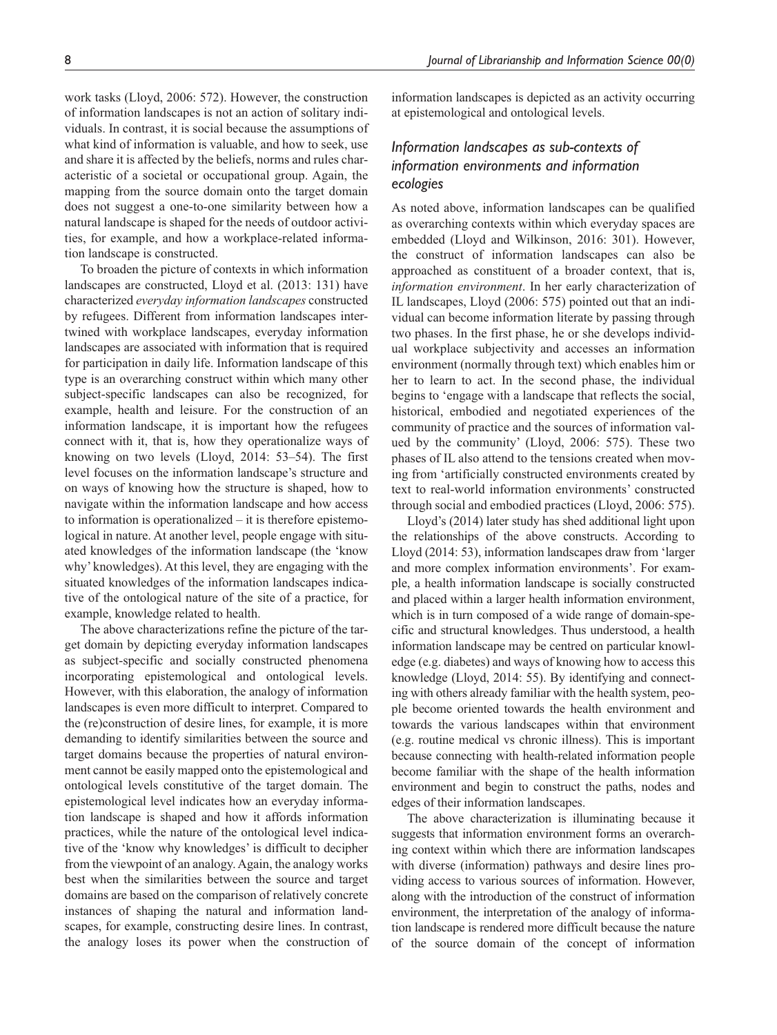work tasks (Lloyd, 2006: 572). However, the construction of information landscapes is not an action of solitary individuals. In contrast, it is social because the assumptions of what kind of information is valuable, and how to seek, use and share it is affected by the beliefs, norms and rules characteristic of a societal or occupational group. Again, the mapping from the source domain onto the target domain does not suggest a one-to-one similarity between how a natural landscape is shaped for the needs of outdoor activities, for example, and how a workplace-related information landscape is constructed.

To broaden the picture of contexts in which information landscapes are constructed, Lloyd et al. (2013: 131) have characterized *everyday information landscapes* constructed by refugees. Different from information landscapes intertwined with workplace landscapes, everyday information landscapes are associated with information that is required for participation in daily life. Information landscape of this type is an overarching construct within which many other subject-specific landscapes can also be recognized, for example, health and leisure. For the construction of an information landscape, it is important how the refugees connect with it, that is, how they operationalize ways of knowing on two levels (Lloyd, 2014: 53–54). The first level focuses on the information landscape's structure and on ways of knowing how the structure is shaped, how to navigate within the information landscape and how access to information is operationalized – it is therefore epistemological in nature. At another level, people engage with situated knowledges of the information landscape (the 'know why' knowledges). At this level, they are engaging with the situated knowledges of the information landscapes indicative of the ontological nature of the site of a practice, for example, knowledge related to health.

The above characterizations refine the picture of the target domain by depicting everyday information landscapes as subject-specific and socially constructed phenomena incorporating epistemological and ontological levels. However, with this elaboration, the analogy of information landscapes is even more difficult to interpret. Compared to the (re)construction of desire lines, for example, it is more demanding to identify similarities between the source and target domains because the properties of natural environment cannot be easily mapped onto the epistemological and ontological levels constitutive of the target domain. The epistemological level indicates how an everyday information landscape is shaped and how it affords information practices, while the nature of the ontological level indicative of the 'know why knowledges' is difficult to decipher from the viewpoint of an analogy. Again, the analogy works best when the similarities between the source and target domains are based on the comparison of relatively concrete instances of shaping the natural and information landscapes, for example, constructing desire lines. In contrast, the analogy loses its power when the construction of information landscapes is depicted as an activity occurring at epistemological and ontological levels.

### *Information landscapes as sub-contexts of information environments and information ecologies*

As noted above, information landscapes can be qualified as overarching contexts within which everyday spaces are embedded (Lloyd and Wilkinson, 2016: 301). However, the construct of information landscapes can also be approached as constituent of a broader context, that is, *information environment*. In her early characterization of IL landscapes, Lloyd (2006: 575) pointed out that an individual can become information literate by passing through two phases. In the first phase, he or she develops individual workplace subjectivity and accesses an information environment (normally through text) which enables him or her to learn to act. In the second phase, the individual begins to 'engage with a landscape that reflects the social, historical, embodied and negotiated experiences of the community of practice and the sources of information valued by the community' (Lloyd, 2006: 575). These two phases of IL also attend to the tensions created when moving from 'artificially constructed environments created by text to real-world information environments' constructed through social and embodied practices (Lloyd, 2006: 575).

Lloyd's (2014) later study has shed additional light upon the relationships of the above constructs. According to Lloyd (2014: 53), information landscapes draw from 'larger and more complex information environments'. For example, a health information landscape is socially constructed and placed within a larger health information environment, which is in turn composed of a wide range of domain-specific and structural knowledges. Thus understood, a health information landscape may be centred on particular knowledge (e.g. diabetes) and ways of knowing how to access this knowledge (Lloyd, 2014: 55). By identifying and connecting with others already familiar with the health system, people become oriented towards the health environment and towards the various landscapes within that environment (e.g. routine medical vs chronic illness). This is important because connecting with health-related information people become familiar with the shape of the health information environment and begin to construct the paths, nodes and edges of their information landscapes.

The above characterization is illuminating because it suggests that information environment forms an overarching context within which there are information landscapes with diverse (information) pathways and desire lines providing access to various sources of information. However, along with the introduction of the construct of information environment, the interpretation of the analogy of information landscape is rendered more difficult because the nature of the source domain of the concept of information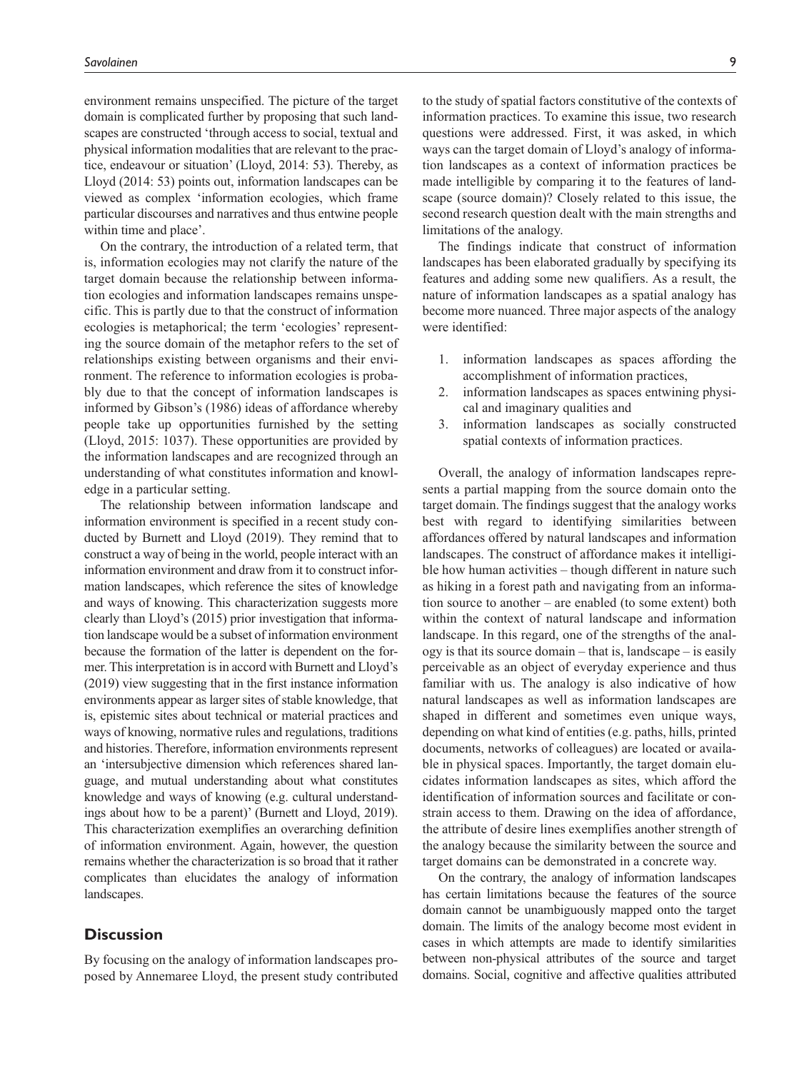environment remains unspecified. The picture of the target domain is complicated further by proposing that such landscapes are constructed 'through access to social, textual and physical information modalities that are relevant to the practice, endeavour or situation' (Lloyd, 2014: 53). Thereby, as Lloyd (2014: 53) points out, information landscapes can be viewed as complex 'information ecologies, which frame particular discourses and narratives and thus entwine people within time and place'.

On the contrary, the introduction of a related term, that is, information ecologies may not clarify the nature of the target domain because the relationship between information ecologies and information landscapes remains unspecific. This is partly due to that the construct of information ecologies is metaphorical; the term 'ecologies' representing the source domain of the metaphor refers to the set of relationships existing between organisms and their environment. The reference to information ecologies is probably due to that the concept of information landscapes is informed by Gibson's (1986) ideas of affordance whereby people take up opportunities furnished by the setting (Lloyd, 2015: 1037). These opportunities are provided by the information landscapes and are recognized through an understanding of what constitutes information and knowledge in a particular setting.

The relationship between information landscape and information environment is specified in a recent study conducted by Burnett and Lloyd (2019). They remind that to construct a way of being in the world, people interact with an information environment and draw from it to construct information landscapes, which reference the sites of knowledge and ways of knowing. This characterization suggests more clearly than Lloyd's (2015) prior investigation that information landscape would be a subset of information environment because the formation of the latter is dependent on the former. This interpretation is in accord with Burnett and Lloyd's (2019) view suggesting that in the first instance information environments appear as larger sites of stable knowledge, that is, epistemic sites about technical or material practices and ways of knowing, normative rules and regulations, traditions and histories. Therefore, information environments represent an 'intersubjective dimension which references shared language, and mutual understanding about what constitutes knowledge and ways of knowing (e.g. cultural understandings about how to be a parent)' (Burnett and Lloyd, 2019). This characterization exemplifies an overarching definition of information environment. Again, however, the question remains whether the characterization is so broad that it rather complicates than elucidates the analogy of information landscapes.

## Discussion

By focusing on the analogy of information landscapes proposed by Annemaree Lloyd, the present study contributed to the study of spatial factors constitutive of the contexts of information practices. To examine this issue, two research questions were addressed. First, it was asked, in which ways can the target domain of Lloyd's analogy of information landscapes as a context of information practices be made intelligible by comparing it to the features of landscape (source domain)? Closely related to this issue, the second research question dealt with the main strengths and limitations of the analogy.

The findings indicate that construct of information landscapes has been elaborated gradually by specifying its features and adding some new qualifiers. As a result, the nature of information landscapes as a spatial analogy has become more nuanced. Three major aspects of the analogy were identified:

1. information landscapes as spaces affording the accomplishment of information practices,
2. information landscapes as spaces entwining physical and imaginary qualities and
3. information landscapes as socially constructed spatial contexts of information practices.

Overall, the analogy of information landscapes represents a partial mapping from the source domain onto the target domain. The findings suggest that the analogy works best with regard to identifying similarities between affordances offered by natural landscapes and information landscapes. The construct of affordance makes it intelligible how human activities – though different in nature such as hiking in a forest path and navigating from an information source to another – are enabled (to some extent) both within the context of natural landscape and information landscape. In this regard, one of the strengths of the analogy is that its source domain – that is, landscape – is easily perceivable as an object of everyday experience and thus familiar with us. The analogy is also indicative of how natural landscapes as well as information landscapes are shaped in different and sometimes even unique ways, depending on what kind of entities (e.g. paths, hills, printed documents, networks of colleagues) are located or available in physical spaces. Importantly, the target domain elucidates information landscapes as sites, which afford the identification of information sources and facilitate or constrain access to them. Drawing on the idea of affordance, the attribute of desire lines exemplifies another strength of the analogy because the similarity between the source and target domains can be demonstrated in a concrete way.

On the contrary, the analogy of information landscapes has certain limitations because the features of the source domain cannot be unambiguously mapped onto the target domain. The limits of the analogy become most evident in cases in which attempts are made to identify similarities between non-physical attributes of the source and target domains. Social, cognitive and affective qualities attributed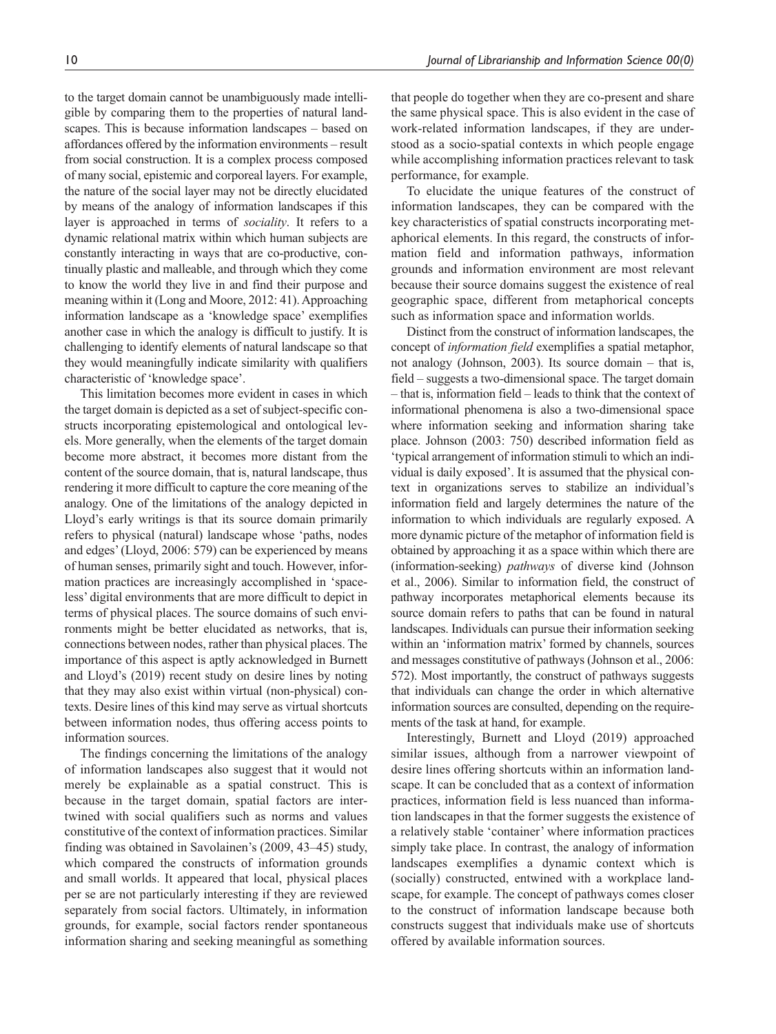to the target domain cannot be unambiguously made intelligible by comparing them to the properties of natural landscapes. This is because information landscapes – based on affordances offered by the information environments – result from social construction. It is a complex process composed of many social, epistemic and corporeal layers. For example, the nature of the social layer may not be directly elucidated by means of the analogy of information landscapes if this layer is approached in terms of *sociality*. It refers to a dynamic relational matrix within which human subjects are constantly interacting in ways that are co-productive, continually plastic and malleable, and through which they come to know the world they live in and find their purpose and meaning within it (Long and Moore, 2012: 41). Approaching information landscape as a 'knowledge space' exemplifies another case in which the analogy is difficult to justify. It is challenging to identify elements of natural landscape so that they would meaningfully indicate similarity with qualifiers characteristic of 'knowledge space'.

This limitation becomes more evident in cases in which the target domain is depicted as a set of subject-specific constructs incorporating epistemological and ontological levels. More generally, when the elements of the target domain become more abstract, it becomes more distant from the content of the source domain, that is, natural landscape, thus rendering it more difficult to capture the core meaning of the analogy. One of the limitations of the analogy depicted in Lloyd's early writings is that its source domain primarily refers to physical (natural) landscape whose 'paths, nodes and edges' (Lloyd, 2006: 579) can be experienced by means of human senses, primarily sight and touch. However, information practices are increasingly accomplished in 'spaceless' digital environments that are more difficult to depict in terms of physical places. The source domains of such environments might be better elucidated as networks, that is, connections between nodes, rather than physical places. The importance of this aspect is aptly acknowledged in Burnett and Lloyd's (2019) recent study on desire lines by noting that they may also exist within virtual (non-physical) contexts. Desire lines of this kind may serve as virtual shortcuts between information nodes, thus offering access points to information sources.

The findings concerning the limitations of the analogy of information landscapes also suggest that it would not merely be explainable as a spatial construct. This is because in the target domain, spatial factors are intertwined with social qualifiers such as norms and values constitutive of the context of information practices. Similar finding was obtained in Savolainen's (2009, 43–45) study, which compared the constructs of information grounds and small worlds. It appeared that local, physical places per se are not particularly interesting if they are reviewed separately from social factors. Ultimately, in information grounds, for example, social factors render spontaneous information sharing and seeking meaningful as something that people do together when they are co-present and share the same physical space. This is also evident in the case of work-related information landscapes, if they are understood as a socio-spatial contexts in which people engage while accomplishing information practices relevant to task performance, for example.

To elucidate the unique features of the construct of information landscapes, they can be compared with the key characteristics of spatial constructs incorporating metaphorical elements. In this regard, the constructs of information field and information pathways, information grounds and information environment are most relevant because their source domains suggest the existence of real geographic space, different from metaphorical concepts such as information space and information worlds.

Distinct from the construct of information landscapes, the concept of *information field* exemplifies a spatial metaphor, not analogy (Johnson, 2003). Its source domain – that is, field – suggests a two-dimensional space. The target domain – that is, information field – leads to think that the context of informational phenomena is also a two-dimensional space where information seeking and information sharing take place. Johnson (2003: 750) described information field as 'typical arrangement of information stimuli to which an individual is daily exposed'. It is assumed that the physical context in organizations serves to stabilize an individual's information field and largely determines the nature of the information to which individuals are regularly exposed. A more dynamic picture of the metaphor of information field is obtained by approaching it as a space within which there are (information-seeking) *pathways* of diverse kind (Johnson et al., 2006). Similar to information field, the construct of pathway incorporates metaphorical elements because its source domain refers to paths that can be found in natural landscapes. Individuals can pursue their information seeking within an 'information matrix' formed by channels, sources and messages constitutive of pathways (Johnson et al., 2006: 572). Most importantly, the construct of pathways suggests that individuals can change the order in which alternative information sources are consulted, depending on the requirements of the task at hand, for example.

Interestingly, Burnett and Lloyd (2019) approached similar issues, although from a narrower viewpoint of desire lines offering shortcuts within an information landscape. It can be concluded that as a context of information practices, information field is less nuanced than information landscapes in that the former suggests the existence of a relatively stable 'container' where information practices simply take place. In contrast, the analogy of information landscapes exemplifies a dynamic context which is (socially) constructed, entwined with a workplace landscape, for example. The concept of pathways comes closer to the construct of information landscape because both constructs suggest that individuals make use of shortcuts offered by available information sources.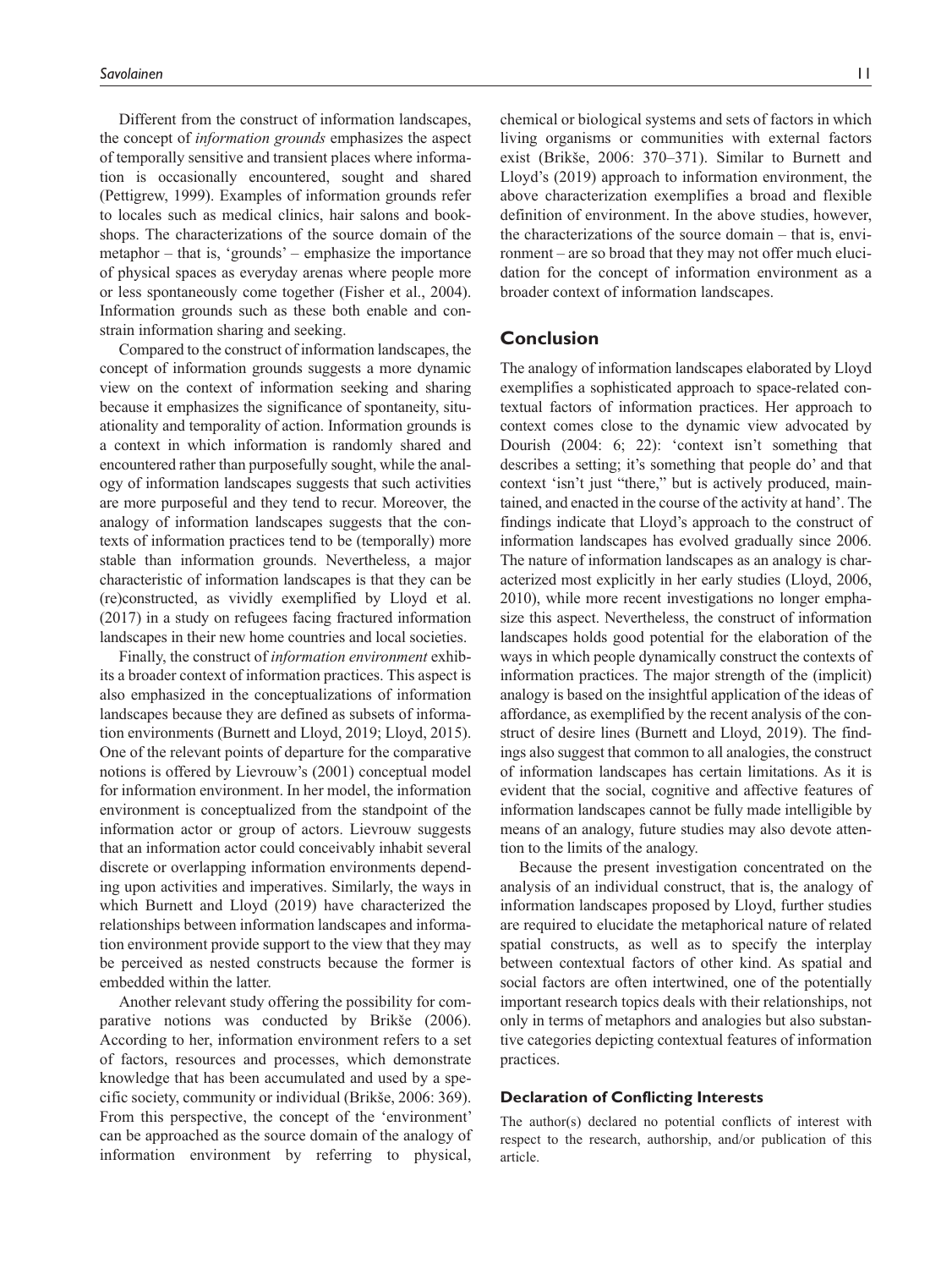Different from the construct of information landscapes, the concept of *information grounds* emphasizes the aspect of temporally sensitive and transient places where information is occasionally encountered, sought and shared (Pettigrew, 1999). Examples of information grounds refer to locales such as medical clinics, hair salons and bookshops. The characterizations of the source domain of the metaphor – that is, 'grounds' – emphasize the importance of physical spaces as everyday arenas where people more or less spontaneously come together (Fisher et al., 2004). Information grounds such as these both enable and constrain information sharing and seeking.

Compared to the construct of information landscapes, the concept of information grounds suggests a more dynamic view on the context of information seeking and sharing because it emphasizes the significance of spontaneity, situationality and temporality of action. Information grounds is a context in which information is randomly shared and encountered rather than purposefully sought, while the analogy of information landscapes suggests that such activities are more purposeful and they tend to recur. Moreover, the analogy of information landscapes suggests that the contexts of information practices tend to be (temporally) more stable than information grounds. Nevertheless, a major characteristic of information landscapes is that they can be (re)constructed, as vividly exemplified by Lloyd et al. (2017) in a study on refugees facing fractured information landscapes in their new home countries and local societies.

Finally, the construct of *information environment* exhibits a broader context of information practices. This aspect is also emphasized in the conceptualizations of information landscapes because they are defined as subsets of information environments (Burnett and Lloyd, 2019; Lloyd, 2015). One of the relevant points of departure for the comparative notions is offered by Lievrouw's (2001) conceptual model for information environment. In her model, the information environment is conceptualized from the standpoint of the information actor or group of actors. Lievrouw suggests that an information actor could conceivably inhabit several discrete or overlapping information environments depending upon activities and imperatives. Similarly, the ways in which Burnett and Lloyd (2019) have characterized the relationships between information landscapes and information environment provide support to the view that they may be perceived as nested constructs because the former is embedded within the latter.

Another relevant study offering the possibility for comparative notions was conducted by Brikše (2006). According to her, information environment refers to a set of factors, resources and processes, which demonstrate knowledge that has been accumulated and used by a specific society, community or individual (Brikše, 2006: 369). From this perspective, the concept of the 'environment' can be approached as the source domain of the analogy of information environment by referring to physical, chemical or biological systems and sets of factors in which living organisms or communities with external factors exist (Brikše, 2006: 370–371). Similar to Burnett and Lloyd's (2019) approach to information environment, the above characterization exemplifies a broad and flexible definition of environment. In the above studies, however, the characterizations of the source domain – that is, environment – are so broad that they may not offer much elucidation for the concept of information environment as a broader context of information landscapes.

## Conclusion

The analogy of information landscapes elaborated by Lloyd exemplifies a sophisticated approach to space-related contextual factors of information practices. Her approach to context comes close to the dynamic view advocated by Dourish (2004: 6; 22): 'context isn't something that describes a setting; it's something that people do' and that context 'isn't just "there," but is actively produced, maintained, and enacted in the course of the activity at hand'. The findings indicate that Lloyd's approach to the construct of information landscapes has evolved gradually since 2006. The nature of information landscapes as an analogy is characterized most explicitly in her early studies (Lloyd, 2006, 2010), while more recent investigations no longer emphasize this aspect. Nevertheless, the construct of information landscapes holds good potential for the elaboration of the ways in which people dynamically construct the contexts of information practices. The major strength of the (implicit) analogy is based on the insightful application of the ideas of affordance, as exemplified by the recent analysis of the construct of desire lines (Burnett and Lloyd, 2019). The findings also suggest that common to all analogies, the construct of information landscapes has certain limitations. As it is evident that the social, cognitive and affective features of information landscapes cannot be fully made intelligible by means of an analogy, future studies may also devote attention to the limits of the analogy.

Because the present investigation concentrated on the analysis of an individual construct, that is, the analogy of information landscapes proposed by Lloyd, further studies are required to elucidate the metaphorical nature of related spatial constructs, as well as to specify the interplay between contextual factors of other kind. As spatial and social factors are often intertwined, one of the potentially important research topics deals with their relationships, not only in terms of metaphors and analogies but also substantive categories depicting contextual features of information practices.

### Declaration of Conflicting Interests

The author(s) declared no potential conflicts of interest with respect to the research, authorship, and/or publication of this article.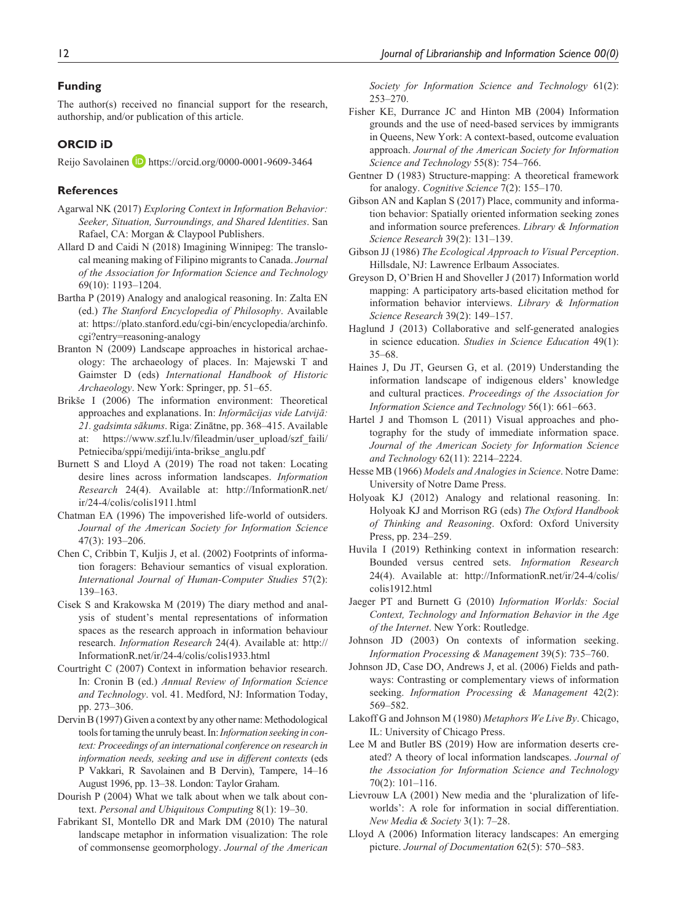## Funding

The author(s) received no financial support for the research, authorship, and/or publication of this article.

## ORCID iD

Reijo Savolainen https://orcid.org/0000-0001-9609-3464

## References

Agarwal NK (2017) *Exploring Context in Information Behavior: Seeker, Situation, Surroundings, and Shared Identities*. San Rafael, CA: Morgan & Claypool Publishers.

Allard D and Caidi N (2018) Imagining Winnipeg: The translocal meaning making of Filipino migrants to Canada. *Journal of the Association for Information Science and Technology* 69(10): 1193–1204.

Bartha P (2019) Analogy and analogical reasoning. In: Zalta EN (ed.) *The Stanford Encyclopedia of Philosophy*. Available at: https://plato.stanford.edu/cgi-bin/encyclopedia/archinfo.cgi?entry=reasoning-analogy

Branton N (2009) Landscape approaches in historical archaeology: The archaeology of places. In: Majewski T and Gaimster D (eds) *International Handbook of Historic Archaeology*. New York: Springer, pp. 51–65.

Brikše I (2006) The information environment: Theoretical approaches and explanations. In: *Informācijas vide Latvijā: 21. gadsimta sākums*. Riga: Zinātne, pp. 368–415. Available at: https://www.szf.lu.lv/fileadmin/user_upload/szf_faili/Petnieciba/sppi/mediji/inta-brikse_anglu.pdf

Burnett S and Lloyd A (2019) The road not taken: Locating desire lines across information landscapes. *Information Research* 24(4). Available at: http://InformationR.net/ir/24-4/colis/colis1911.html

Chatman EA (1996) The impoverished life-world of outsiders. *Journal of the American Society for Information Science* 47(3): 193–206.

Chen C, Cribbin T, Kuljis J, et al. (2002) Footprints of information foragers: Behaviour semantics of visual exploration. *International Journal of Human-Computer Studies* 57(2): 139–163.

Cisek S and Krakowska M (2019) The diary method and analysis of student's mental representations of information spaces as the research approach in information behaviour research. *Information Research* 24(4). Available at: http://InformationR.net/ir/24-4/colis/colis1933.html

Courtright C (2007) Context in information behavior research. In: Cronin B (ed.) *Annual Review of Information Science and Technology*. vol. 41. Medford, NJ: Information Today, pp. 273–306.

Dervin B (1997) Given a context by any other name: Methodological tools for taming the unruly beast. In: *Information seeking in context: Proceedings of an international conference on research in information needs, seeking and use in different contexts* (eds P Vakkari, R Savolainen and B Dervin), Tampere, 14–16 August 1996, pp. 13–38. London: Taylor Graham.

Dourish P (2004) What we talk about when we talk about context. *Personal and Ubiquitous Computing* 8(1): 19–30.

Fabrikant SI, Montello DR and Mark DM (2010) The natural landscape metaphor in information visualization: The role of commonsense geomorphology. *Journal of the American Society for Information Science and Technology* 61(2): 253–270.

Fisher KE, Durrance JC and Hinton MB (2004) Information grounds and the use of need-based services by immigrants in Queens, New York: A context-based, outcome evaluation approach. *Journal of the American Society for Information Science and Technology* 55(8): 754–766.

Gentner D (1983) Structure-mapping: A theoretical framework for analogy. *Cognitive Science* 7(2): 155–170.

Gibson AN and Kaplan S (2017) Place, community and information behavior: Spatially oriented information seeking zones and information source preferences. *Library & Information Science Research* 39(2): 131–139.

Gibson JJ (1986) *The Ecological Approach to Visual Perception*. Hillsdale, NJ: Lawrence Erlbaum Associates.

Greyson D, O'Brien H and Shoveller J (2017) Information world mapping: A participatory arts-based elicitation method for information behavior interviews. *Library & Information Science Research* 39(2): 149–157.

Haglund J (2013) Collaborative and self-generated analogies in science education. *Studies in Science Education* 49(1): 35–68.

Haines J, Du JT, Geursen G, et al. (2019) Understanding the information landscape of indigenous elders' knowledge and cultural practices. *Proceedings of the Association for Information Science and Technology* 56(1): 661–663.

Hartel J and Thomson L (2011) Visual approaches and photography for the study of immediate information space. *Journal of the American Society for Information Science and Technology* 62(11): 2214–2224.

Hesse MB (1966) *Models and Analogies in Science*. Notre Dame: University of Notre Dame Press.

Holyoak KJ (2012) Analogy and relational reasoning. In: Holyoak KJ and Morrison RG (eds) *The Oxford Handbook of Thinking and Reasoning*. Oxford: Oxford University Press, pp. 234–259.

Huvila I (2019) Rethinking context in information research: Bounded versus centred sets. *Information Research* 24(4). Available at: http://InformationR.net/ir/24-4/colis/colis1912.html

Jaeger PT and Burnett G (2010) *Information Worlds: Social Context, Technology and Information Behavior in the Age of the Internet*. New York: Routledge.

Johnson JD (2003) On contexts of information seeking. *Information Processing & Management* 39(5): 735–760.

Johnson JD, Case DO, Andrews J, et al. (2006) Fields and pathways: Contrasting or complementary views of information seeking. *Information Processing & Management* 42(2): 569–582.

Lakoff G and Johnson M (1980) *Metaphors We Live By*. Chicago, IL: University of Chicago Press.

Lee M and Butler BS (2019) How are information deserts created? A theory of local information landscapes. *Journal of the Association for Information Science and Technology* 70(2): 101–116.

Lievrouw LA (2001) New media and the 'pluralization of life-worlds': A role for information in social differentiation. *New Media & Society* 3(1): 7–28.

Lloyd A (2006) Information literacy landscapes: An emerging picture. *Journal of Documentation* 62(5): 570–583.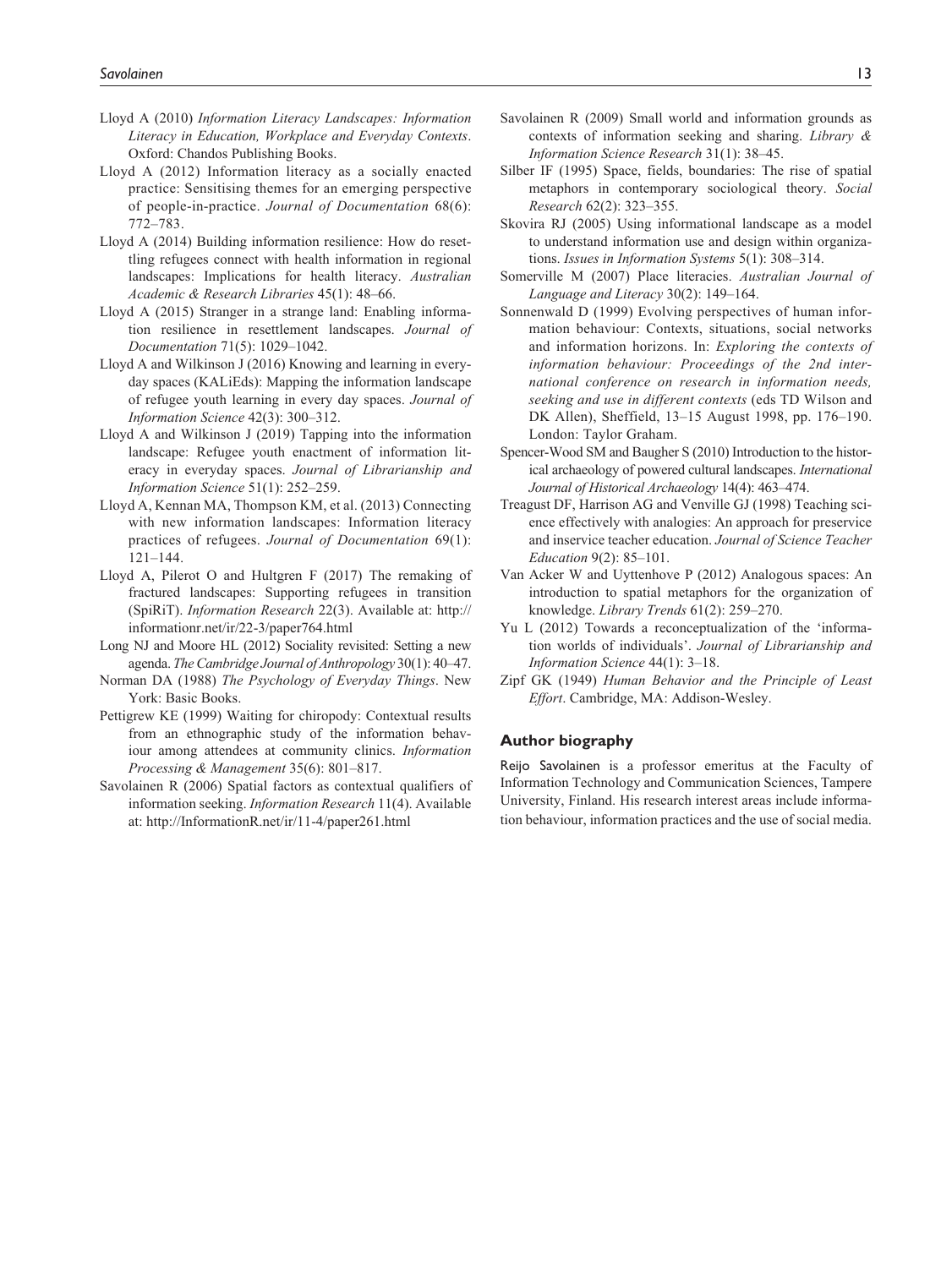Lloyd A (2010) *Information Literacy Landscapes: Information Literacy in Education, Workplace and Everyday Contexts*. Oxford: Chandos Publishing Books.

Lloyd A (2012) Information literacy as a socially enacted practice: Sensitising themes for an emerging perspective of people-in-practice. *Journal of Documentation* 68(6): 772–783.

Lloyd A (2014) Building information resilience: How do resettling refugees connect with health information in regional landscapes: Implications for health literacy. *Australian Academic & Research Libraries* 45(1): 48–66.

Lloyd A (2015) Stranger in a strange land: Enabling information resilience in resettlement landscapes. *Journal of Documentation* 71(5): 1029–1042.

Lloyd A and Wilkinson J (2016) Knowing and learning in everyday spaces (KALiEds): Mapping the information landscape of refugee youth learning in every day spaces. *Journal of Information Science* 42(3): 300–312.

Lloyd A and Wilkinson J (2019) Tapping into the information landscape: Refugee youth enactment of information literacy in everyday spaces. *Journal of Librarianship and Information Science* 51(1): 252–259.

Lloyd A, Kennan MA, Thompson KM, et al. (2013) Connecting with new information landscapes: Information literacy practices of refugees. *Journal of Documentation* 69(1): 121–144.

Lloyd A, Pilerot O and Hultgren F (2017) The remaking of fractured landscapes: Supporting refugees in transition (SpiRiT). *Information Research* 22(3). Available at: http://informationr.net/ir/22-3/paper764.html

Long NJ and Moore HL (2012) Sociality revisited: Setting a new agenda. *The Cambridge Journal of Anthropology* 30(1): 40–47.

Norman DA (1988) *The Psychology of Everyday Things*. New York: Basic Books.

Pettigrew KE (1999) Waiting for chiropody: Contextual results from an ethnographic study of the information behaviour among attendees at community clinics. *Information Processing & Management* 35(6): 801–817.

Savolainen R (2006) Spatial factors as contextual qualifiers of information seeking. *Information Research* 11(4). Available at: http://InformationR.net/ir/11-4/paper261.html

Savolainen R (2009) Small world and information grounds as contexts of information seeking and sharing. *Library & Information Science Research* 31(1): 38–45.

Silber IF (1995) Space, fields, boundaries: The rise of spatial metaphors in contemporary sociological theory. *Social Research* 62(2): 323–355.

Skovira RJ (2005) Using informational landscape as a model to understand information use and design within organizations. *Issues in Information Systems* 5(1): 308–314.

Somerville M (2007) Place literacies. *Australian Journal of Language and Literacy* 30(2): 149–164.

Sonnenwald D (1999) Evolving perspectives of human information behaviour: Contexts, situations, social networks and information horizons. In: *Exploring the contexts of information behaviour: Proceedings of the 2nd international conference on research in information needs, seeking and use in different contexts* (eds TD Wilson and DK Allen), Sheffield, 13–15 August 1998, pp. 176–190. London: Taylor Graham.

Spencer-Wood SM and Baugher S (2010) Introduction to the historical archaeology of powered cultural landscapes. *International Journal of Historical Archaeology* 14(4): 463–474.

Treagust DF, Harrison AG and Venville GJ (1998) Teaching science effectively with analogies: An approach for preservice and inservice teacher education. *Journal of Science Teacher Education* 9(2): 85–101.

Van Acker W and Uyttenhove P (2012) Analogous spaces: An introduction to spatial metaphors for the organization of knowledge. *Library Trends* 61(2): 259–270.

Yu L (2012) Towards a reconceptualization of the 'information worlds of individuals'. *Journal of Librarianship and Information Science* 44(1): 3–18.

Zipf GK (1949) *Human Behavior and the Principle of Least Effort*. Cambridge, MA: Addison-Wesley.

## Author biography

Reijo Savolainen is a professor emeritus at the Faculty of Information Technology and Communication Sciences, Tampere University, Finland. His research interest areas include information behaviour, information practices and the use of social media.